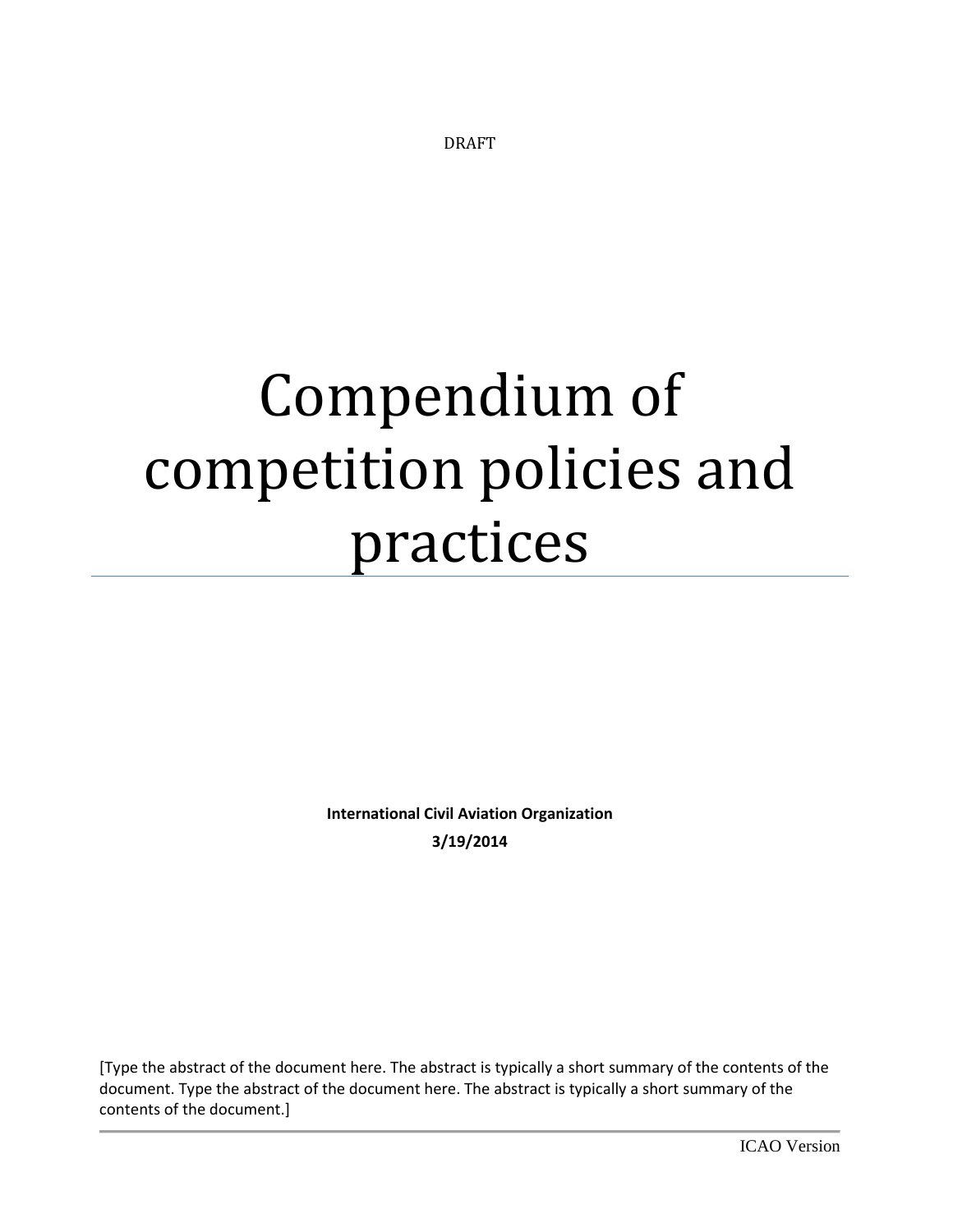DRAFT

# Compendium of competition policies and practices

**International Civil Aviation Organization**

**3/19/2014**

[Type the abstract of the document here. The abstract is typically a short summary of the contents of the document. Type the abstract of the document here. The abstract is typically a short summary of the contents of the document.]

ICAO Version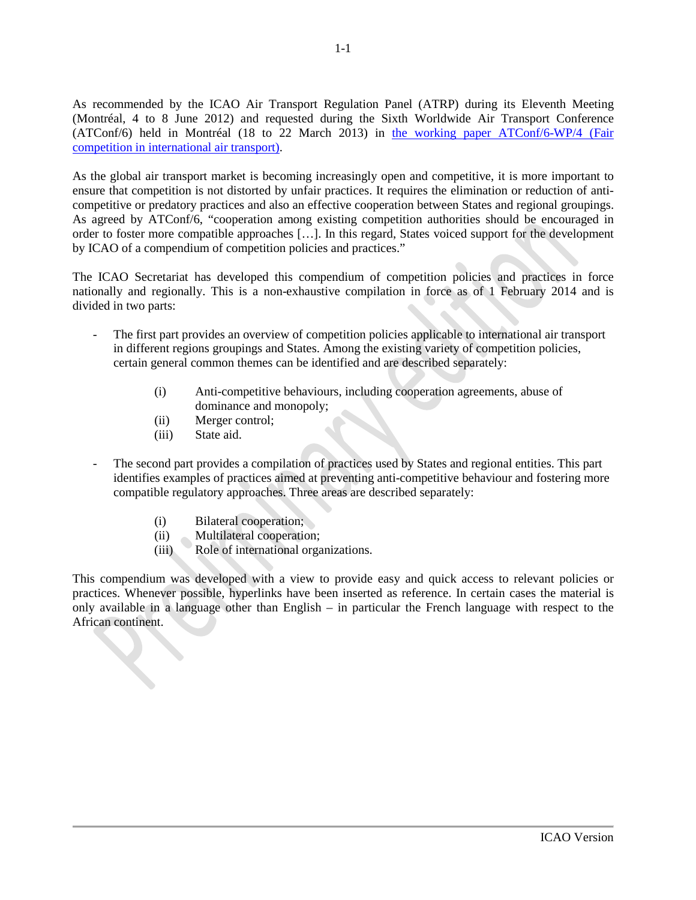As recommended by the ICAO Air Transport Regulation Panel (ATRP) during its Eleventh Meeting (Montréal, 4 to 8 June 2012) and requested during the Sixth Worldwide Air Transport Conference (ATConf/6) held in Montréal (18 to 22 March 2013) in [the working paper ATConf/6-WP/4 (Fair competition in international air transport)].

As the global air transport market is becoming increasingly open and competitive, it is more important to ensure that competition is not distorted by unfair practices. It requires the elimination or reduction of anti-competitive or predatory practices and also an effective cooperation between States and regional groupings. As agreed by ATConf/6, "cooperation among existing competition authorities should be encouraged in order to foster more compatible approaches […]. In this regard, States voiced support for the development by ICAO of a compendium of competition policies and practices."

The ICAO Secretariat has developed this compendium of competition policies and practices in force nationally and regionally. This is a non-exhaustive compilation in force as of 1 February 2014 and is divided in two parts:

- The first part provides an overview of competition policies applicable to international air transport in different regions groupings and States. Among the existing variety of competition policies, certain general common themes can be identified and are described separately:

  (i) Anti-competitive behaviours, including cooperation agreements, abuse of dominance and monopoly;
  (ii) Merger control;
  (iii) State aid.

- The second part provides a compilation of practices used by States and regional entities. This part identifies examples of practices aimed at preventing anti-competitive behaviour and fostering more compatible regulatory approaches. Three areas are described separately:

  (i) Bilateral cooperation;
  (ii) Multilateral cooperation;
  (iii) Role of international organizations.

This compendium was developed with a view to provide easy and quick access to relevant policies or practices. Whenever possible, hyperlinks have been inserted as reference. In certain cases the material is only available in a language other than English – in particular the French language with respect to the African continent.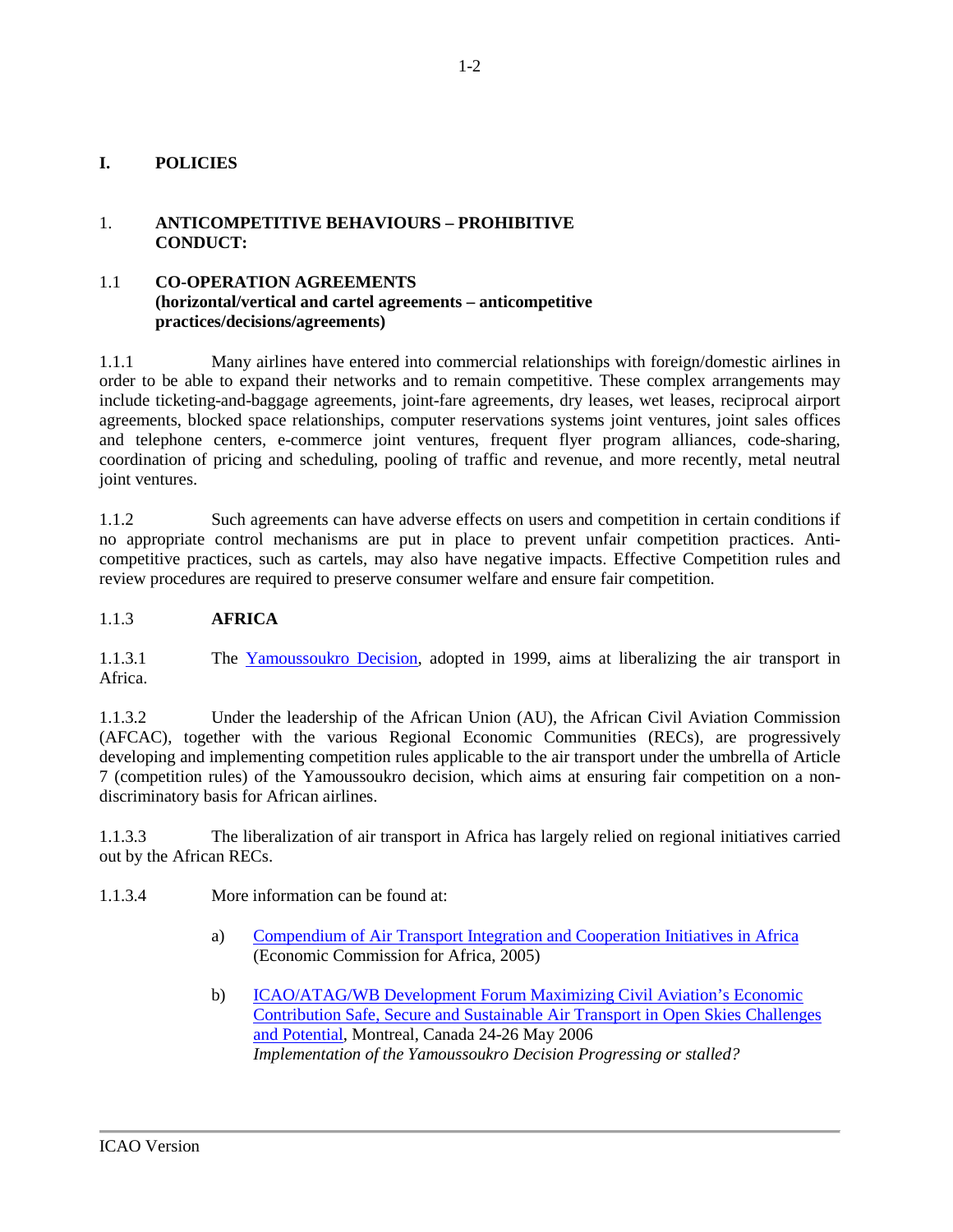# I. POLICIES

## 1. ANTICOMPETITIVE BEHAVIOURS – PROHIBITIVE CONDUCT:

### 1.1 CO-OPERATION AGREEMENTS (horizontal/vertical and cartel agreements – anticompetitive practices/decisions/agreements)

1.1.1 Many airlines have entered into commercial relationships with foreign/domestic airlines in order to be able to expand their networks and to remain competitive. These complex arrangements may include ticketing-and-baggage agreements, joint-fare agreements, dry leases, wet leases, reciprocal airport agreements, blocked space relationships, computer reservations systems joint ventures, joint sales offices and telephone centers, e-commerce joint ventures, frequent flyer program alliances, code-sharing, coordination of pricing and scheduling, pooling of traffic and revenue, and more recently, metal neutral joint ventures.

1.1.2 Such agreements can have adverse effects on users and competition in certain conditions if no appropriate control mechanisms are put in place to prevent unfair competition practices. Anti-competitive practices, such as cartels, may also have negative impacts. Effective Competition rules and review procedures are required to preserve consumer welfare and ensure fair competition.

#### 1.1.3 AFRICA

1.1.3.1 The Yamoussoukro Decision, adopted in 1999, aims at liberalizing the air transport in Africa.

1.1.3.2 Under the leadership of the African Union (AU), the African Civil Aviation Commission (AFCAC), together with the various Regional Economic Communities (RECs), are progressively developing and implementing competition rules applicable to the air transport under the umbrella of Article 7 (competition rules) of the Yamoussoukro decision, which aims at ensuring fair competition on a non-discriminatory basis for African airlines.

1.1.3.3 The liberalization of air transport in Africa has largely relied on regional initiatives carried out by the African RECs.

1.1.3.4 More information can be found at:

a) Compendium of Air Transport Integration and Cooperation Initiatives in Africa (Economic Commission for Africa, 2005)

b) ICAO/ATAG/WB Development Forum Maximizing Civil Aviation's Economic Contribution Safe, Secure and Sustainable Air Transport in Open Skies Challenges and Potential, Montreal, Canada 24-26 May 2006
*Implementation of the Yamoussoukro Decision Progressing or stalled?*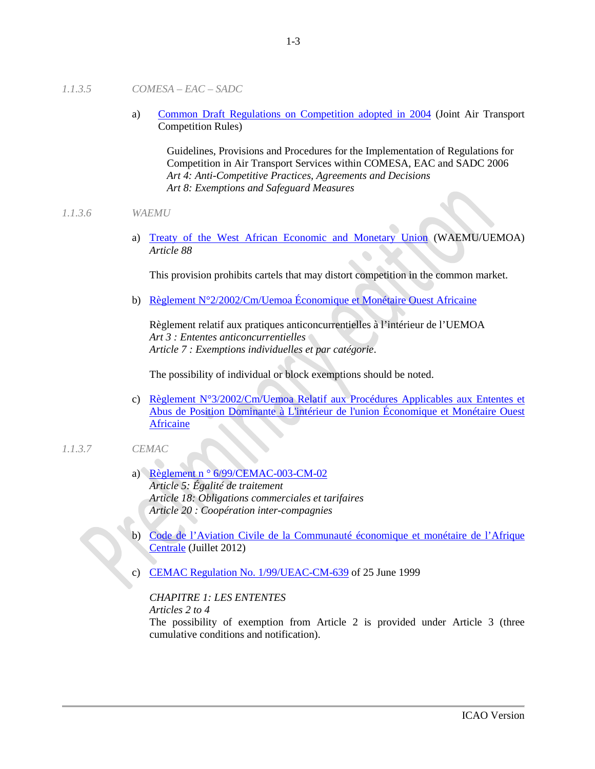*1.1.3.5 COMESA – EAC – SADC*

a) Common Draft Regulations on Competition adopted in 2004 (Joint Air Transport Competition Rules)

Guidelines, Provisions and Procedures for the Implementation of Regulations for Competition in Air Transport Services within COMESA, EAC and SADC 2006
*Art 4: Anti-Competitive Practices, Agreements and Decisions*
*Art 8: Exemptions and Safeguard Measures*

*1.1.3.6 WAEMU*

a) Treaty of the West African Economic and Monetary Union (WAEMU/UEMOA)
*Article 88*

This provision prohibits cartels that may distort competition in the common market.

b) Règlement N°2/2002/Cm/Uemoa Économique et Monétaire Ouest Africaine

Règlement relatif aux pratiques anticoncurrentielles à l'intérieur de l'UEMOA
*Art 3 : Ententes anticoncurrentielles*
*Article 7 : Exemptions individuelles et par catégorie*.

The possibility of individual or block exemptions should be noted.

c) Règlement N°3/2002/Cm/Uemoa Relatif aux Procédures Applicables aux Ententes et Abus de Position Dominante à L'intérieur de l'union Économique et Monétaire Ouest Africaine

*1.1.3.7 CEMAC*

a) Règlement n ° 6/99/CEMAC-003-CM-02
*Article 5: Égalité de traitement*
*Article 18: Obligations commerciales et tarifaires*
*Article 20 : Coopération inter-compagnies*

b) Code de l'Aviation Civile de la Communauté économique et monétaire de l'Afrique Centrale (Juillet 2012)

c) CEMAC Regulation No. 1/99/UEAC-CM-639 of 25 June 1999

*CHAPITRE 1: LES ENTENTES*
*Articles 2 to 4*
The possibility of exemption from Article 2 is provided under Article 3 (three cumulative conditions and notification).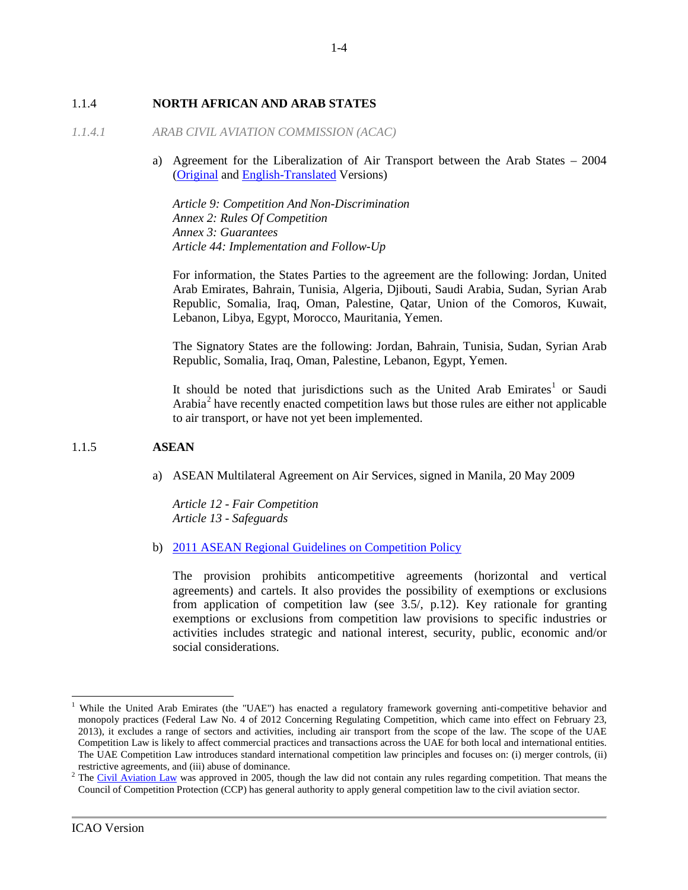### 1.1.4 NORTH AFRICAN AND ARAB STATES

#### *1.1.4.1 ARAB CIVIL AVIATION COMMISSION (ACAC)*

a) Agreement for the Liberalization of Air Transport between the Arab States – 2004 (Original and English-Translated Versions)

*Article 9: Competition And Non-Discrimination*
*Annex 2: Rules Of Competition*
*Annex 3: Guarantees*
*Article 44: Implementation and Follow-Up*

For information, the States Parties to the agreement are the following: Jordan, United Arab Emirates, Bahrain, Tunisia, Algeria, Djibouti, Saudi Arabia, Sudan, Syrian Arab Republic, Somalia, Iraq, Oman, Palestine, Qatar, Union of the Comoros, Kuwait, Lebanon, Libya, Egypt, Morocco, Mauritania, Yemen.

The Signatory States are the following: Jordan, Bahrain, Tunisia, Sudan, Syrian Arab Republic, Somalia, Iraq, Oman, Palestine, Lebanon, Egypt, Yemen.

It should be noted that jurisdictions such as the United Arab Emirates[1] or Saudi Arabia[2] have recently enacted competition laws but those rules are either not applicable to air transport, or have not yet been implemented.

### 1.1.5 ASEAN

a) ASEAN Multilateral Agreement on Air Services, signed in Manila, 20 May 2009

*Article 12 - Fair Competition*
*Article 13 - Safeguards*

b) 2011 ASEAN Regional Guidelines on Competition Policy

The provision prohibits anticompetitive agreements (horizontal and vertical agreements) and cartels. It also provides the possibility of exemptions or exclusions from application of competition law (see 3.5/, p.12). Key rationale for granting exemptions or exclusions from competition law provisions to specific industries or activities includes strategic and national interest, security, public, economic and/or social considerations.

---

[1] While the United Arab Emirates (the "UAE") has enacted a regulatory framework governing anti-competitive behavior and monopoly practices (Federal Law No. 4 of 2012 Concerning Regulating Competition, which came into effect on February 23, 2013), it excludes a range of sectors and activities, including air transport from the scope of the law. The scope of the UAE Competition Law is likely to affect commercial practices and transactions across the UAE for both local and international entities. The UAE Competition Law introduces standard international competition law principles and focuses on: (i) merger controls, (ii) restrictive agreements, and (iii) abuse of dominance.

[2] The Civil Aviation Law was approved in 2005, though the law did not contain any rules regarding competition. That means the Council of Competition Protection (CCP) has general authority to apply general competition law to the civil aviation sector.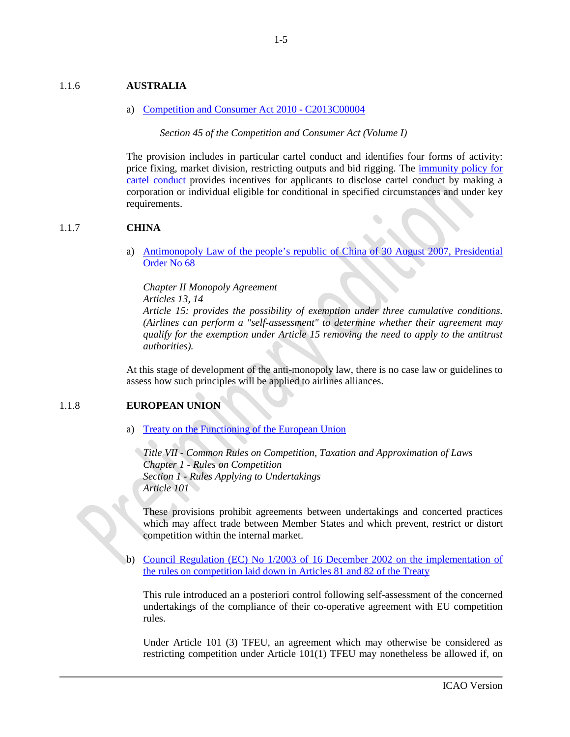## 1.1.6 AUSTRALIA

a) Competition and Consumer Act 2010 - C2013C00004

*Section 45 of the Competition and Consumer Act (Volume I)*

The provision includes in particular cartel conduct and identifies four forms of activity: price fixing, market division, restricting outputs and bid rigging. The immunity policy for cartel conduct provides incentives for applicants to disclose cartel conduct by making a corporation or individual eligible for conditional in specified circumstances and under key requirements.

## 1.1.7 CHINA

a) Antimonopoly Law of the people's republic of China of 30 August 2007, Presidential Order No 68

*Chapter II Monopoly Agreement*
*Articles 13, 14*
*Article 15: provides the possibility of exemption under three cumulative conditions. (Airlines can perform a "self-assessment" to determine whether their agreement may qualify for the exemption under Article 15 removing the need to apply to the antitrust authorities).*

At this stage of development of the anti-monopoly law, there is no case law or guidelines to assess how such principles will be applied to airlines alliances.

## 1.1.8 EUROPEAN UNION

a) Treaty on the Functioning of the European Union

*Title VII - Common Rules on Competition, Taxation and Approximation of Laws*
*Chapter 1 - Rules on Competition*
*Section 1 - Rules Applying to Undertakings*
*Article 101*

These provisions prohibit agreements between undertakings and concerted practices which may affect trade between Member States and which prevent, restrict or distort competition within the internal market.

b) Council Regulation (EC) No 1/2003 of 16 December 2002 on the implementation of the rules on competition laid down in Articles 81 and 82 of the Treaty

This rule introduced an a posteriori control following self-assessment of the concerned undertakings of the compliance of their co-operative agreement with EU competition rules.

Under Article 101 (3) TFEU, an agreement which may otherwise be considered as restricting competition under Article 101(1) TFEU may nonetheless be allowed if, on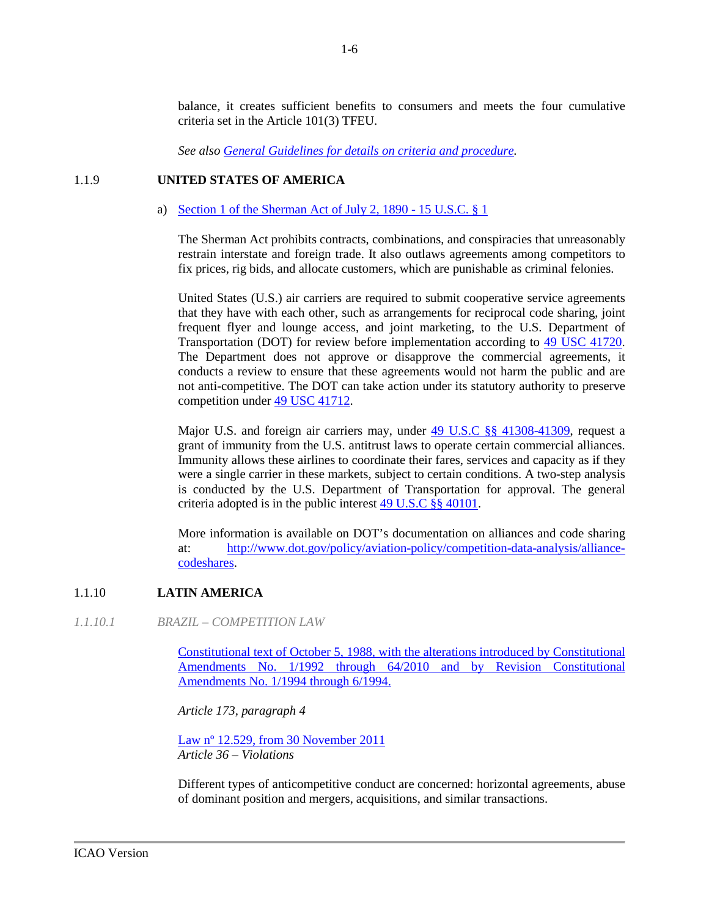balance, it creates sufficient benefits to consumers and meets the four cumulative criteria set in the Article 101(3) TFEU.

*See also General Guidelines for details on criteria and procedure.*

### 1.1.9 UNITED STATES OF AMERICA

a) Section 1 of the Sherman Act of July 2, 1890 - 15 U.S.C. § 1

The Sherman Act prohibits contracts, combinations, and conspiracies that unreasonably restrain interstate and foreign trade. It also outlaws agreements among competitors to fix prices, rig bids, and allocate customers, which are punishable as criminal felonies.

United States (U.S.) air carriers are required to submit cooperative service agreements that they have with each other, such as arrangements for reciprocal code sharing, joint frequent flyer and lounge access, and joint marketing, to the U.S. Department of Transportation (DOT) for review before implementation according to 49 USC 41720. The Department does not approve or disapprove the commercial agreements, it conducts a review to ensure that these agreements would not harm the public and are not anti-competitive. The DOT can take action under its statutory authority to preserve competition under 49 USC 41712.

Major U.S. and foreign air carriers may, under 49 U.S.C §§ 41308-41309, request a grant of immunity from the U.S. antitrust laws to operate certain commercial alliances. Immunity allows these airlines to coordinate their fares, services and capacity as if they were a single carrier in these markets, subject to certain conditions. A two-step analysis is conducted by the U.S. Department of Transportation for approval. The general criteria adopted is in the public interest 49 U.S.C §§ 40101.

More information is available on DOT's documentation on alliances and code sharing at: http://www.dot.gov/policy/aviation-policy/competition-data-analysis/alliance-codeshares.

### 1.1.10 LATIN AMERICA

#### *1.1.10.1 BRAZIL – COMPETITION LAW*

Constitutional text of October 5, 1988, with the alterations introduced by Constitutional Amendments No. 1/1992 through 64/2010 and by Revision Constitutional Amendments No. 1/1994 through 6/1994.

*Article 173, paragraph 4*

Law nº 12.529, from 30 November 2011
*Article 36 – Violations*

Different types of anticompetitive conduct are concerned: horizontal agreements, abuse of dominant position and mergers, acquisitions, and similar transactions.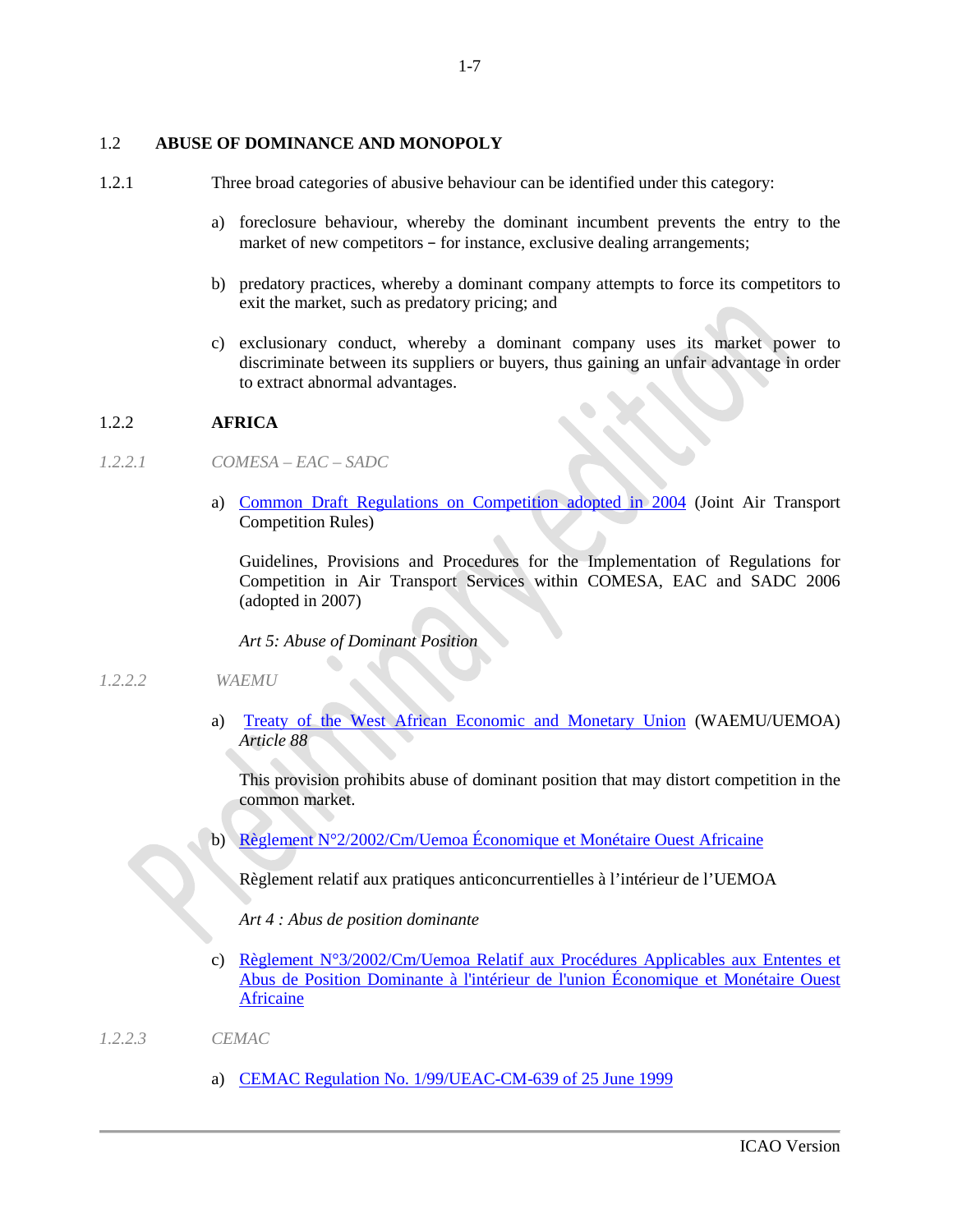## 1.2 ABUSE OF DOMINANCE AND MONOPOLY

1.2.1 Three broad categories of abusive behaviour can be identified under this category:

a) foreclosure behaviour, whereby the dominant incumbent prevents the entry to the market of new competitors – for instance, exclusive dealing arrangements;

b) predatory practices, whereby a dominant company attempts to force its competitors to exit the market, such as predatory pricing; and

c) exclusionary conduct, whereby a dominant company uses its market power to discriminate between its suppliers or buyers, thus gaining an unfair advantage in order to extract abnormal advantages.

### 1.2.2 AFRICA

*1.2.2.1 COMESA – EAC – SADC*

a) Common Draft Regulations on Competition adopted in 2004 (Joint Air Transport Competition Rules)

Guidelines, Provisions and Procedures for the Implementation of Regulations for Competition in Air Transport Services within COMESA, EAC and SADC 2006 (adopted in 2007)

*Art 5: Abuse of Dominant Position*

*1.2.2.2 WAEMU*

a) Treaty of the West African Economic and Monetary Union (WAEMU/UEMOA) *Article 88*

This provision prohibits abuse of dominant position that may distort competition in the common market.

b) Règlement N°2/2002/Cm/Uemoa Économique et Monétaire Ouest Africaine

Règlement relatif aux pratiques anticoncurrentielles à l'intérieur de l'UEMOA

*Art 4 : Abus de position dominante*

c) Règlement N°3/2002/Cm/Uemoa Relatif aux Procédures Applicables aux Ententes et Abus de Position Dominante à l'intérieur de l'union Économique et Monétaire Ouest Africaine

*1.2.2.3 CEMAC*

a) CEMAC Regulation No. 1/99/UEAC-CM-639 of 25 June 1999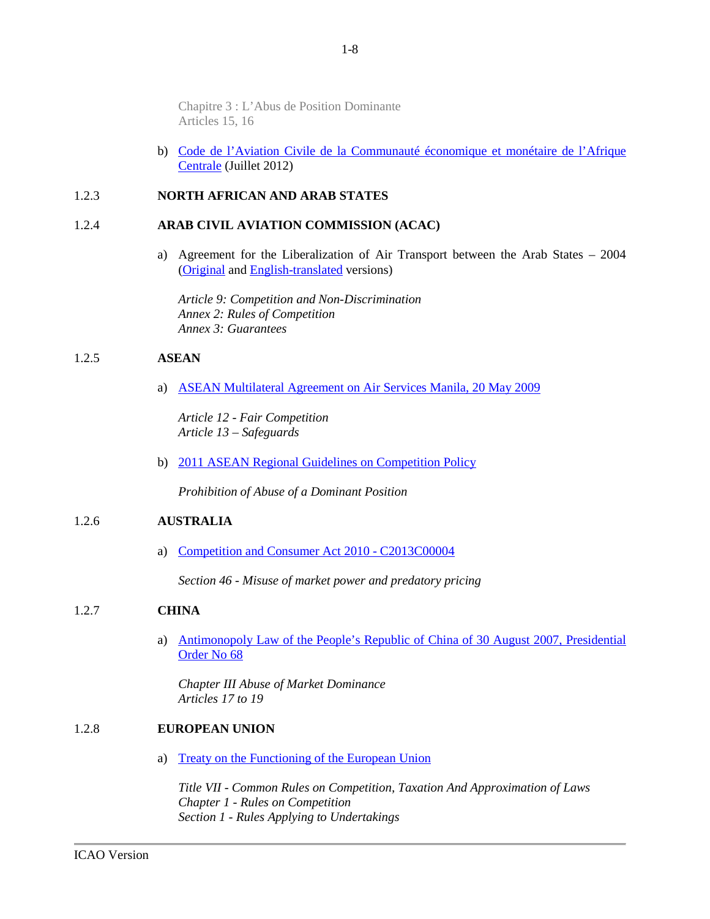Chapitre 3 : L'Abus de Position Dominante
Articles 15, 16

b) Code de l'Aviation Civile de la Communauté économique et monétaire de l'Afrique Centrale (Juillet 2012)

## 1.2.3 NORTH AFRICAN AND ARAB STATES

## 1.2.4 ARAB CIVIL AVIATION COMMISSION (ACAC)

a) Agreement for the Liberalization of Air Transport between the Arab States – 2004 (Original and English-translated versions)

*Article 9: Competition and Non-Discrimination*
*Annex 2: Rules of Competition*
*Annex 3: Guarantees*

## 1.2.5 ASEAN

a) ASEAN Multilateral Agreement on Air Services Manila, 20 May 2009

*Article 12 - Fair Competition*
*Article 13 – Safeguards*

b) 2011 ASEAN Regional Guidelines on Competition Policy

*Prohibition of Abuse of a Dominant Position*

## 1.2.6 AUSTRALIA

a) Competition and Consumer Act 2010 - C2013C00004

*Section 46 - Misuse of market power and predatory pricing*

## 1.2.7 CHINA

a) Antimonopoly Law of the People's Republic of China of 30 August 2007, Presidential Order No 68

*Chapter III Abuse of Market Dominance*
*Articles 17 to 19*

## 1.2.8 EUROPEAN UNION

a) Treaty on the Functioning of the European Union

*Title VII - Common Rules on Competition, Taxation And Approximation of Laws*
*Chapter 1 - Rules on Competition*
*Section 1 - Rules Applying to Undertakings*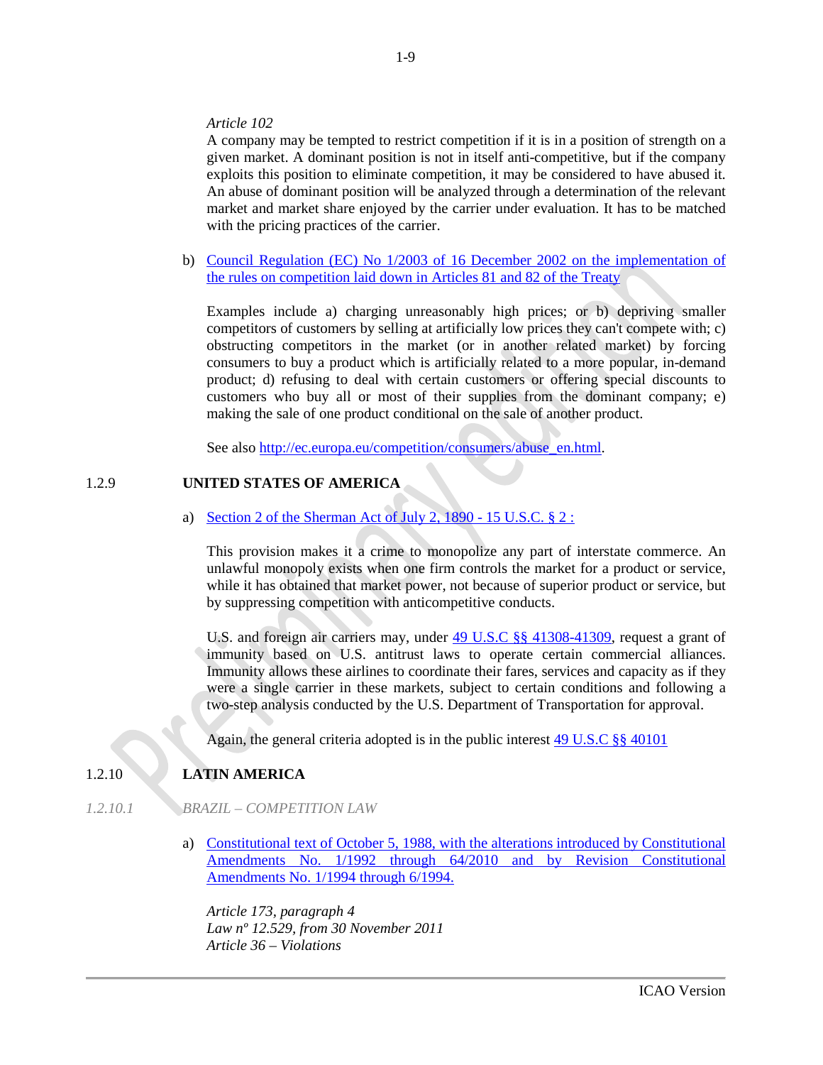*Article 102*

A company may be tempted to restrict competition if it is in a position of strength on a given market. A dominant position is not in itself anti-competitive, but if the company exploits this position to eliminate competition, it may be considered to have abused it. An abuse of dominant position will be analyzed through a determination of the relevant market and market share enjoyed by the carrier under evaluation. It has to be matched with the pricing practices of the carrier.

b) Council Regulation (EC) No 1/2003 of 16 December 2002 on the implementation of the rules on competition laid down in Articles 81 and 82 of the Treaty

Examples include a) charging unreasonably high prices; or b) depriving smaller competitors of customers by selling at artificially low prices they can't compete with; c) obstructing competitors in the market (or in another related market) by forcing consumers to buy a product which is artificially related to a more popular, in-demand product; d) refusing to deal with certain customers or offering special discounts to customers who buy all or most of their supplies from the dominant company; e) making the sale of one product conditional on the sale of another product.

See also http://ec.europa.eu/competition/consumers/abuse_en.html.

## 1.2.9 UNITED STATES OF AMERICA

a) Section 2 of the Sherman Act of July 2, 1890 - 15 U.S.C. § 2 :

This provision makes it a crime to monopolize any part of interstate commerce. An unlawful monopoly exists when one firm controls the market for a product or service, while it has obtained that market power, not because of superior product or service, but by suppressing competition with anticompetitive conducts.

U.S. and foreign air carriers may, under 49 U.S.C §§ 41308-41309, request a grant of immunity based on U.S. antitrust laws to operate certain commercial alliances. Immunity allows these airlines to coordinate their fares, services and capacity as if they were a single carrier in these markets, subject to certain conditions and following a two-step analysis conducted by the U.S. Department of Transportation for approval.

Again, the general criteria adopted is in the public interest 49 U.S.C §§ 40101

## 1.2.10 LATIN AMERICA

### *1.2.10.1 BRAZIL – COMPETITION LAW*

a) Constitutional text of October 5, 1988, with the alterations introduced by Constitutional Amendments No. 1/1992 through 64/2010 and by Revision Constitutional Amendments No. 1/1994 through 6/1994.

*Article 173, paragraph 4*
*Law nº 12.529, from 30 November 2011*
*Article 36 – Violations*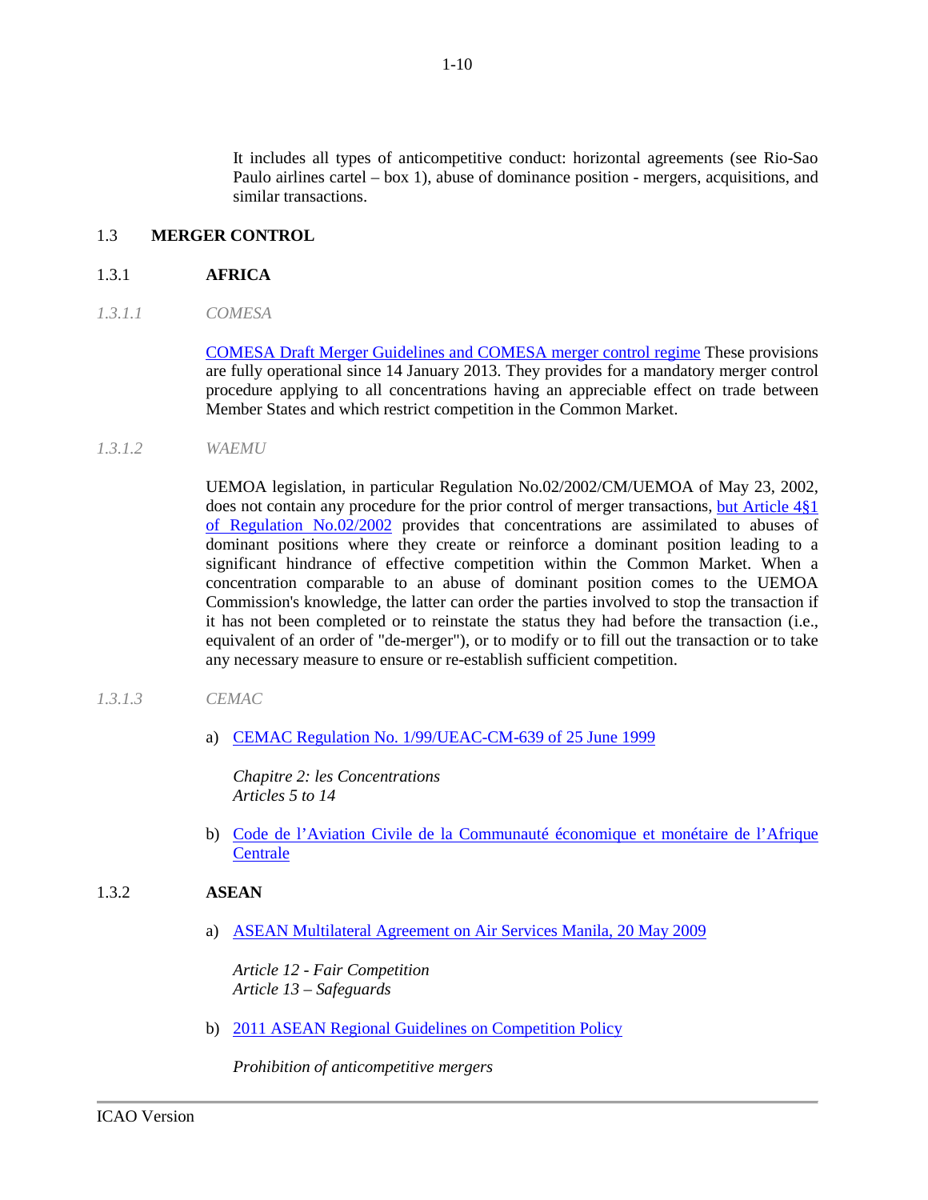It includes all types of anticompetitive conduct: horizontal agreements (see Rio-Sao Paulo airlines cartel – box 1), abuse of dominance position - mergers, acquisitions, and similar transactions.

## 1.3 MERGER CONTROL

### 1.3.1 AFRICA

#### *1.3.1.1 COMESA*

COMESA Draft Merger Guidelines and COMESA merger control regime These provisions are fully operational since 14 January 2013. They provides for a mandatory merger control procedure applying to all concentrations having an appreciable effect on trade between Member States and which restrict competition in the Common Market.

#### *1.3.1.2 WAEMU*

UEMOA legislation, in particular Regulation No.02/2002/CM/UEMOA of May 23, 2002, does not contain any procedure for the prior control of merger transactions, but Article 4§1 of Regulation No.02/2002 provides that concentrations are assimilated to abuses of dominant positions where they create or reinforce a dominant position leading to a significant hindrance of effective competition within the Common Market. When a concentration comparable to an abuse of dominant position comes to the UEMOA Commission's knowledge, the latter can order the parties involved to stop the transaction if it has not been completed or to reinstate the status they had before the transaction (i.e., equivalent of an order of "de-merger"), or to modify or to fill out the transaction or to take any necessary measure to ensure or re-establish sufficient competition.

#### *1.3.1.3 CEMAC*

a) CEMAC Regulation No. 1/99/UEAC-CM-639 of 25 June 1999

*Chapitre 2: les Concentrations*
*Articles 5 to 14*

b) Code de l'Aviation Civile de la Communauté économique et monétaire de l'Afrique Centrale

### 1.3.2 ASEAN

a) ASEAN Multilateral Agreement on Air Services Manila, 20 May 2009

*Article 12 - Fair Competition*
*Article 13 – Safeguards*

b) 2011 ASEAN Regional Guidelines on Competition Policy

*Prohibition of anticompetitive mergers*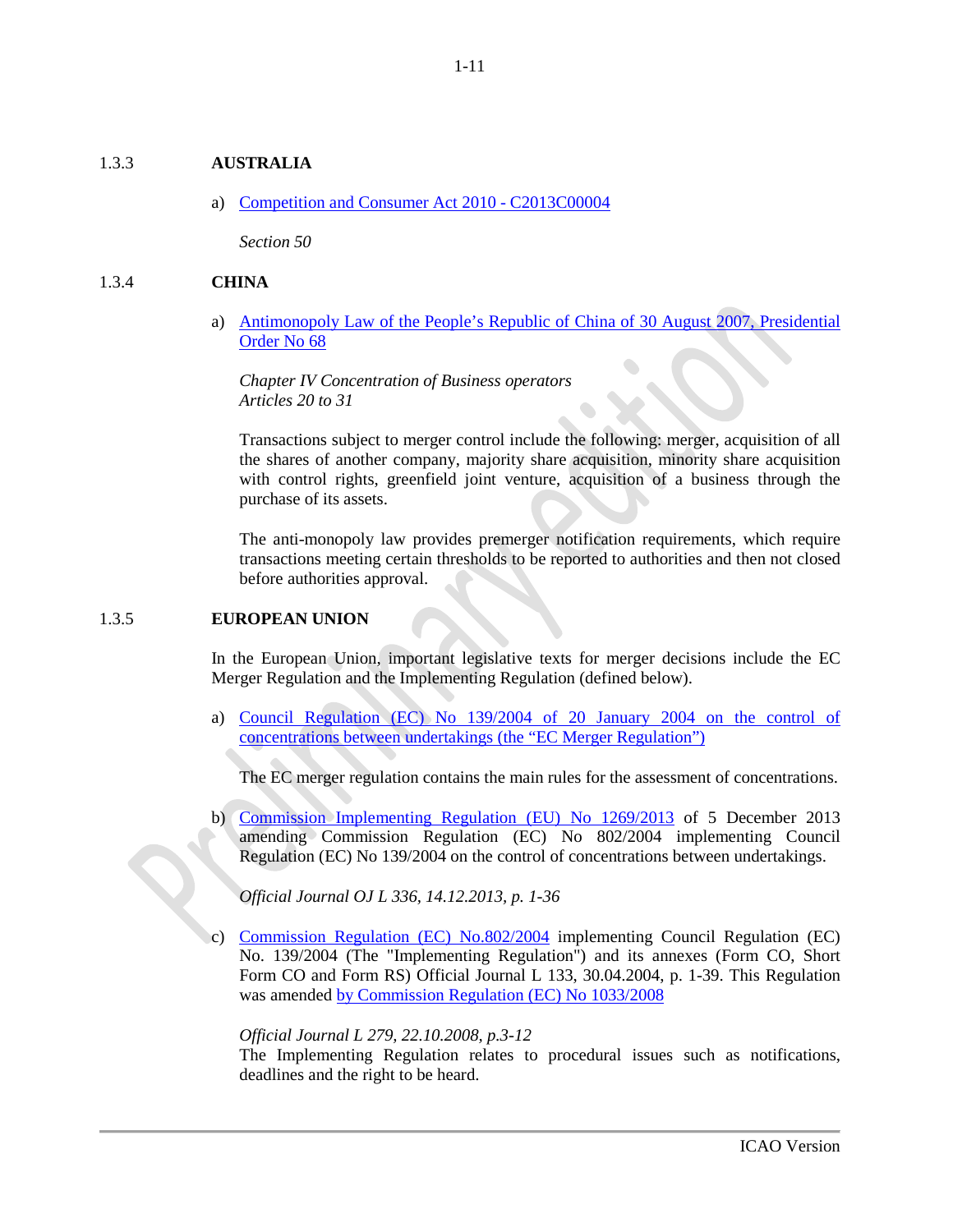### 1.3.3 AUSTRALIA

a) Competition and Consumer Act 2010 - C2013C00004

*Section 50*

### 1.3.4 CHINA

a) Antimonopoly Law of the People's Republic of China of 30 August 2007, Presidential Order No 68

*Chapter IV Concentration of Business operators*
*Articles 20 to 31*

Transactions subject to merger control include the following: merger, acquisition of all the shares of another company, majority share acquisition, minority share acquisition with control rights, greenfield joint venture, acquisition of a business through the purchase of its assets.

The anti-monopoly law provides premerger notification requirements, which require transactions meeting certain thresholds to be reported to authorities and then not closed before authorities approval.

### 1.3.5 EUROPEAN UNION

In the European Union, important legislative texts for merger decisions include the EC Merger Regulation and the Implementing Regulation (defined below).

a) Council Regulation (EC) No 139/2004 of 20 January 2004 on the control of concentrations between undertakings (the "EC Merger Regulation")

The EC merger regulation contains the main rules for the assessment of concentrations.

b) Commission Implementing Regulation (EU) No 1269/2013 of 5 December 2013 amending Commission Regulation (EC) No 802/2004 implementing Council Regulation (EC) No 139/2004 on the control of concentrations between undertakings.

*Official Journal OJ L 336, 14.12.2013, p. 1-36*

c) Commission Regulation (EC) No.802/2004 implementing Council Regulation (EC) No. 139/2004 (The "Implementing Regulation") and its annexes (Form CO, Short Form CO and Form RS) Official Journal L 133, 30.04.2004, p. 1-39. This Regulation was amended by Commission Regulation (EC) No 1033/2008

*Official Journal L 279, 22.10.2008, p.3-12*
The Implementing Regulation relates to procedural issues such as notifications, deadlines and the right to be heard.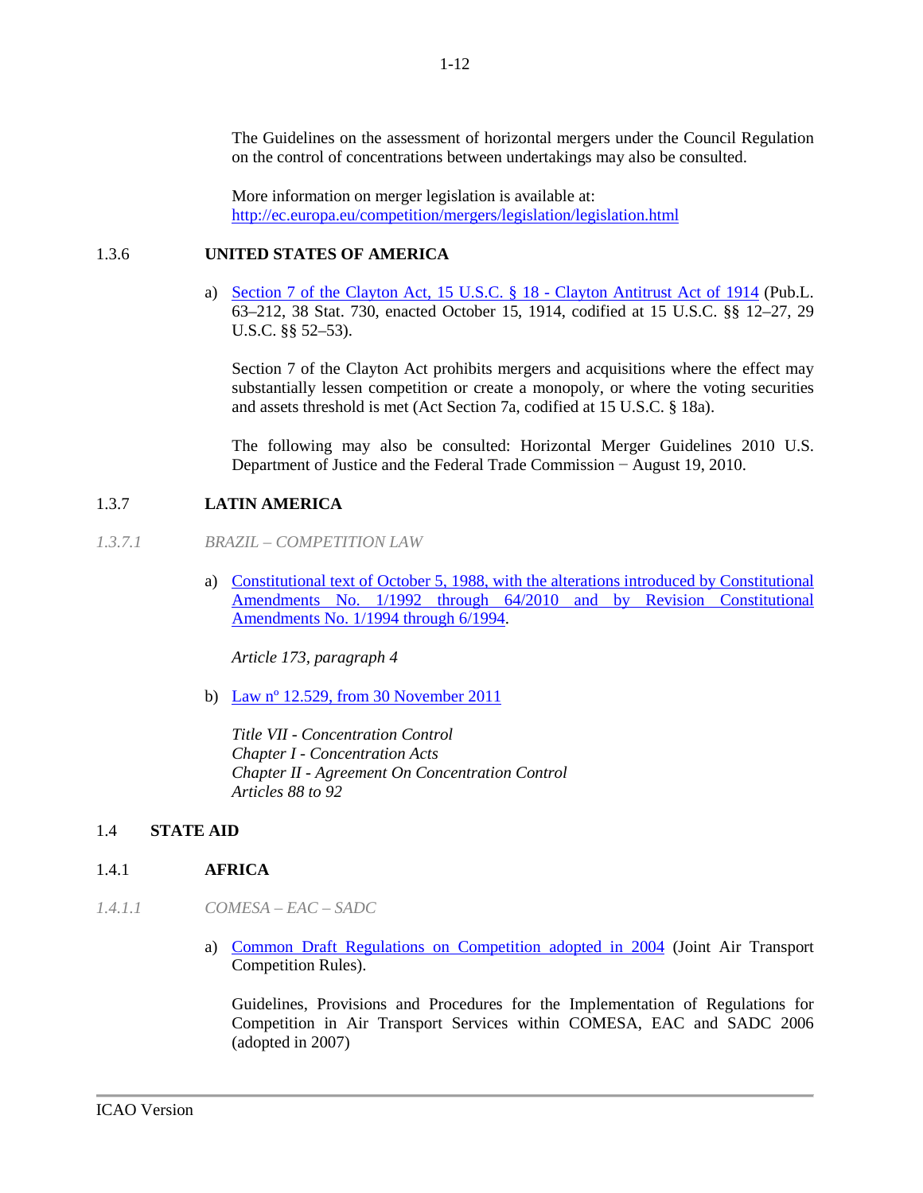The Guidelines on the assessment of horizontal mergers under the Council Regulation on the control of concentrations between undertakings may also be consulted.

More information on merger legislation is available at: http://ec.europa.eu/competition/mergers/legislation/legislation.html

### 1.3.6 UNITED STATES OF AMERICA

a) Section 7 of the Clayton Act, 15 U.S.C. § 18 - Clayton Antitrust Act of 1914 (Pub.L. 63–212, 38 Stat. 730, enacted October 15, 1914, codified at 15 U.S.C. §§ 12–27, 29 U.S.C. §§ 52–53).

Section 7 of the Clayton Act prohibits mergers and acquisitions where the effect may substantially lessen competition or create a monopoly, or where the voting securities and assets threshold is met (Act Section 7a, codified at 15 U.S.C. § 18a).

The following may also be consulted: Horizontal Merger Guidelines 2010 U.S. Department of Justice and the Federal Trade Commission − August 19, 2010.

### 1.3.7 LATIN AMERICA

#### *1.3.7.1 BRAZIL – COMPETITION LAW*

a) Constitutional text of October 5, 1988, with the alterations introduced by Constitutional Amendments No. 1/1992 through 64/2010 and by Revision Constitutional Amendments No. 1/1994 through 6/1994.

*Article 173, paragraph 4*

b) Law nº 12.529, from 30 November 2011

*Title VII - Concentration Control*
*Chapter I - Concentration Acts*
*Chapter II - Agreement On Concentration Control*
*Articles 88 to 92*

## 1.4 STATE AID

### 1.4.1 AFRICA

#### *1.4.1.1 COMESA – EAC – SADC*

a) Common Draft Regulations on Competition adopted in 2004 (Joint Air Transport Competition Rules).

Guidelines, Provisions and Procedures for the Implementation of Regulations for Competition in Air Transport Services within COMESA, EAC and SADC 2006 (adopted in 2007)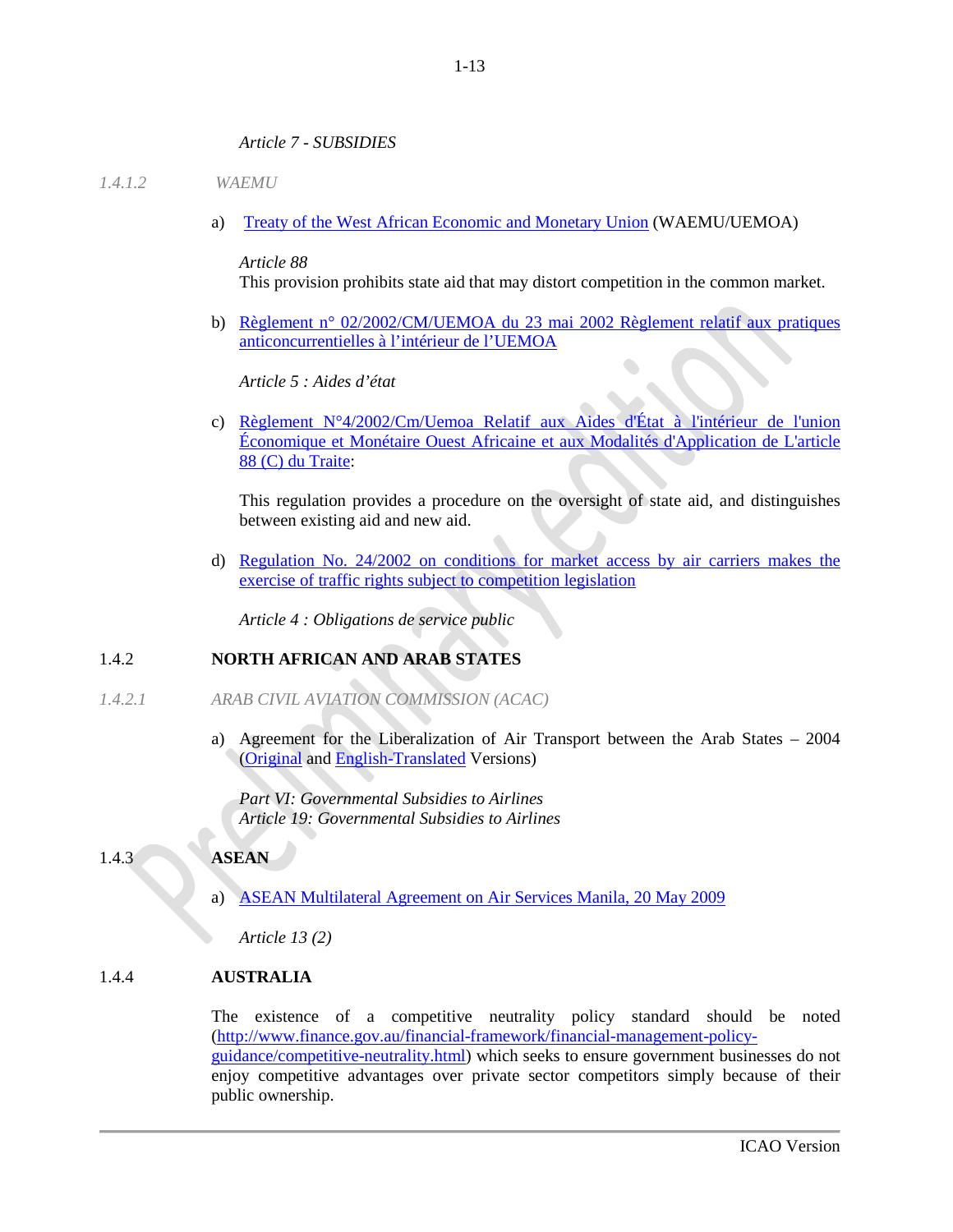*Article 7 - SUBSIDIES*

*1.4.1.2 WAEMU*

a) Treaty of the West African Economic and Monetary Union (WAEMU/UEMOA)

*Article 88*
This provision prohibits state aid that may distort competition in the common market.

b) Règlement n° 02/2002/CM/UEMOA du 23 mai 2002 Règlement relatif aux pratiques anticoncurrentielles à l'intérieur de l'UEMOA

*Article 5 : Aides d'état*

c) Règlement N°4/2002/Cm/Uemoa Relatif aux Aides d'État à l'intérieur de l'union Économique et Monétaire Ouest Africaine et aux Modalités d'Application de L'article 88 (C) du Traite:

This regulation provides a procedure on the oversight of state aid, and distinguishes between existing aid and new aid.

d) Regulation No. 24/2002 on conditions for market access by air carriers makes the exercise of traffic rights subject to competition legislation

*Article 4 : Obligations de service public*

## 1.4.2 NORTH AFRICAN AND ARAB STATES

*1.4.2.1 ARAB CIVIL AVIATION COMMISSION (ACAC)*

a) Agreement for the Liberalization of Air Transport between the Arab States – 2004 (Original and English-Translated Versions)

*Part VI: Governmental Subsidies to Airlines*
*Article 19: Governmental Subsidies to Airlines*

## 1.4.3 ASEAN

a) ASEAN Multilateral Agreement on Air Services Manila, 20 May 2009

*Article 13 (2)*

## 1.4.4 AUSTRALIA

The existence of a competitive neutrality policy standard should be noted (http://www.finance.gov.au/financial-framework/financial-management-policy-guidance/competitive-neutrality.html) which seeks to ensure government businesses do not enjoy competitive advantages over private sector competitors simply because of their public ownership.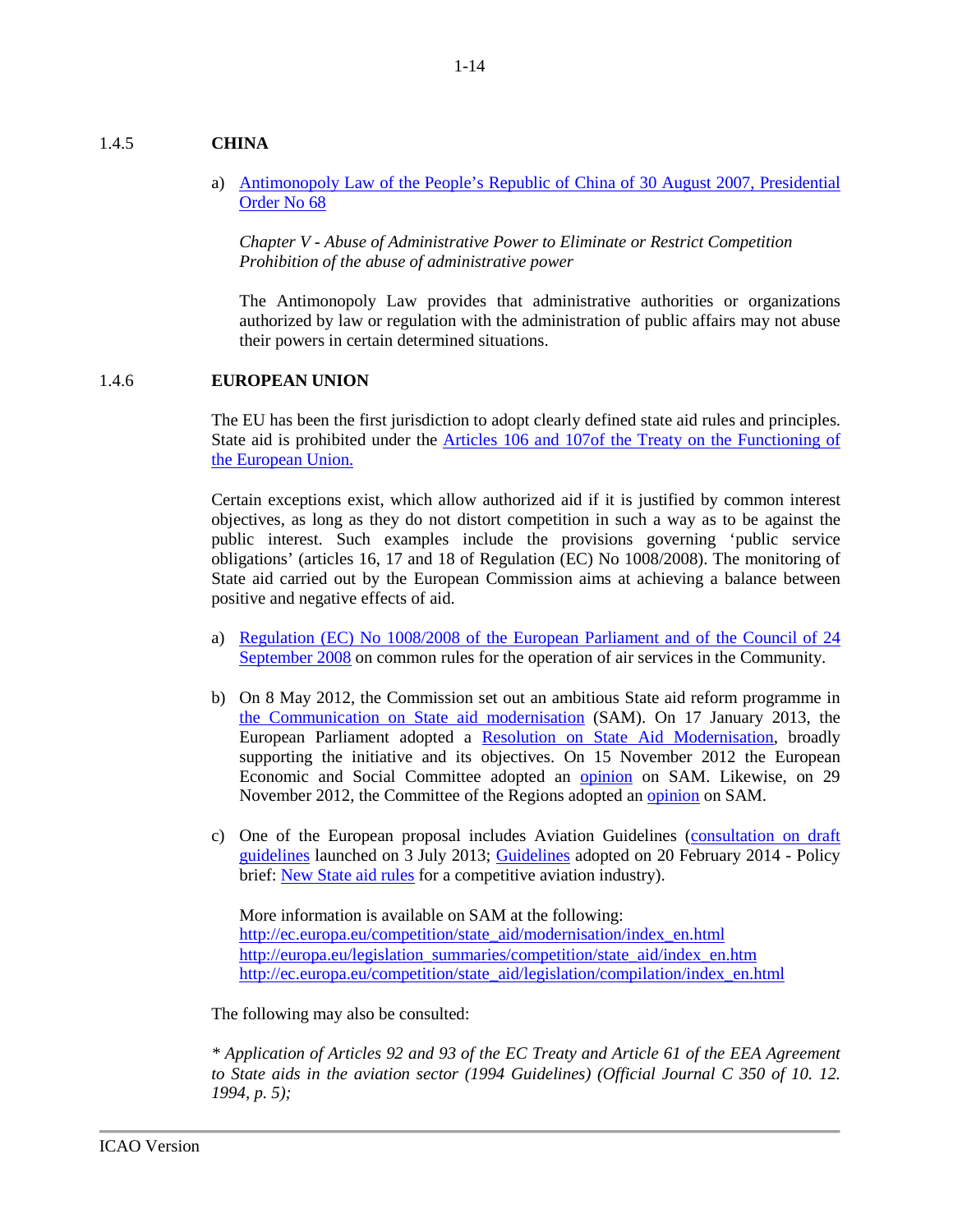### 1.4.5 CHINA

a) Antimonopoly Law of the People's Republic of China of 30 August 2007, Presidential Order No 68

*Chapter V - Abuse of Administrative Power to Eliminate or Restrict Competition*
*Prohibition of the abuse of administrative power*

The Antimonopoly Law provides that administrative authorities or organizations authorized by law or regulation with the administration of public affairs may not abuse their powers in certain determined situations.

### 1.4.6 EUROPEAN UNION

The EU has been the first jurisdiction to adopt clearly defined state aid rules and principles. State aid is prohibited under the Articles 106 and 107of the Treaty on the Functioning of the European Union.

Certain exceptions exist, which allow authorized aid if it is justified by common interest objectives, as long as they do not distort competition in such a way as to be against the public interest. Such examples include the provisions governing 'public service obligations' (articles 16, 17 and 18 of Regulation (EC) No 1008/2008). The monitoring of State aid carried out by the European Commission aims at achieving a balance between positive and negative effects of aid.

a) Regulation (EC) No 1008/2008 of the European Parliament and of the Council of 24 September 2008 on common rules for the operation of air services in the Community.

b) On 8 May 2012, the Commission set out an ambitious State aid reform programme in the Communication on State aid modernisation (SAM). On 17 January 2013, the European Parliament adopted a Resolution on State Aid Modernisation, broadly supporting the initiative and its objectives. On 15 November 2012 the European Economic and Social Committee adopted an opinion on SAM. Likewise, on 29 November 2012, the Committee of the Regions adopted an opinion on SAM.

c) One of the European proposal includes Aviation Guidelines (consultation on draft guidelines launched on 3 July 2013; Guidelines adopted on 20 February 2014 - Policy brief: New State aid rules for a competitive aviation industry).

   More information is available on SAM at the following:
   http://ec.europa.eu/competition/state_aid/modernisation/index_en.html
   http://europa.eu/legislation_summaries/competition/state_aid/index_en.htm
   http://ec.europa.eu/competition/state_aid/legislation/compilation/index_en.html

The following may also be consulted:

*\* Application of Articles 92 and 93 of the EC Treaty and Article 61 of the EEA Agreement to State aids in the aviation sector (1994 Guidelines) (Official Journal C 350 of 10. 12. 1994, p. 5);*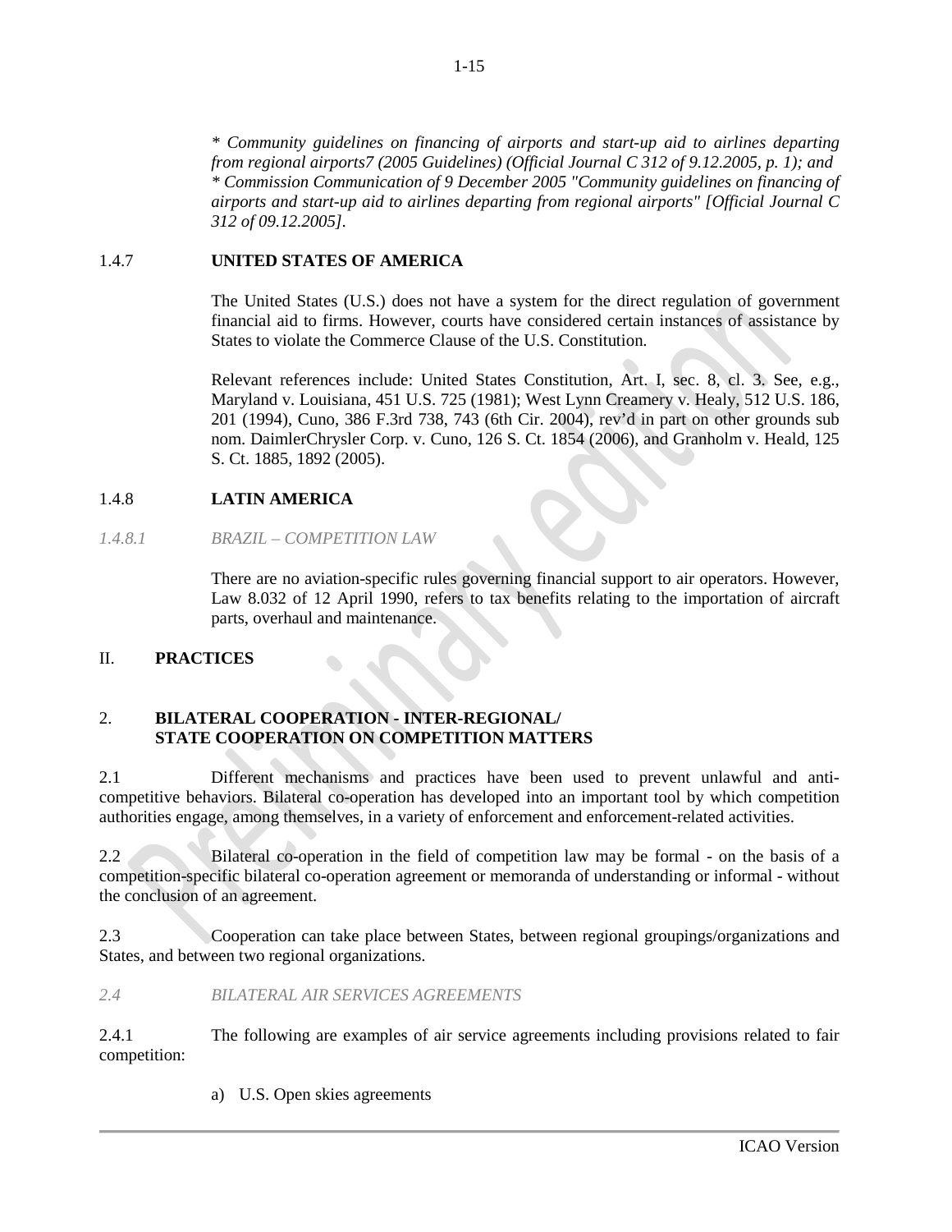*\* Community guidelines on financing of airports and start-up aid to airlines departing from regional airports7 (2005 Guidelines) (Official Journal C 312 of 9.12.2005, p. 1); and*
*\* Commission Communication of 9 December 2005 "Community guidelines on financing of airports and start-up aid to airlines departing from regional airports" [Official Journal C 312 of 09.12.2005].*

### 1.4.7 UNITED STATES OF AMERICA

The United States (U.S.) does not have a system for the direct regulation of government financial aid to firms. However, courts have considered certain instances of assistance by States to violate the Commerce Clause of the U.S. Constitution.

Relevant references include: United States Constitution, Art. I, sec. 8, cl. 3. See, e.g., Maryland v. Louisiana, 451 U.S. 725 (1981); West Lynn Creamery v. Healy, 512 U.S. 186, 201 (1994), Cuno, 386 F.3rd 738, 743 (6th Cir. 2004), rev'd in part on other grounds sub nom. DaimlerChrysler Corp. v. Cuno, 126 S. Ct. 1854 (2006), and Granholm v. Heald, 125 S. Ct. 1885, 1892 (2005).

### 1.4.8 LATIN AMERICA

#### *1.4.8.1 BRAZIL – COMPETITION LAW*

There are no aviation-specific rules governing financial support to air operators. However, Law 8.032 of 12 April 1990, refers to tax benefits relating to the importation of aircraft parts, overhaul and maintenance.

## II. PRACTICES

## 2. BILATERAL COOPERATION - INTER-REGIONAL/ STATE COOPERATION ON COMPETITION MATTERS

2.1 Different mechanisms and practices have been used to prevent unlawful and anti-competitive behaviors. Bilateral co-operation has developed into an important tool by which competition authorities engage, among themselves, in a variety of enforcement and enforcement-related activities.

2.2 Bilateral co-operation in the field of competition law may be formal - on the basis of a competition-specific bilateral co-operation agreement or memoranda of understanding or informal - without the conclusion of an agreement.

2.3 Cooperation can take place between States, between regional groupings/organizations and States, and between two regional organizations.

### *2.4 BILATERAL AIR SERVICES AGREEMENTS*

2.4.1 The following are examples of air service agreements including provisions related to fair competition:

a) U.S. Open skies agreements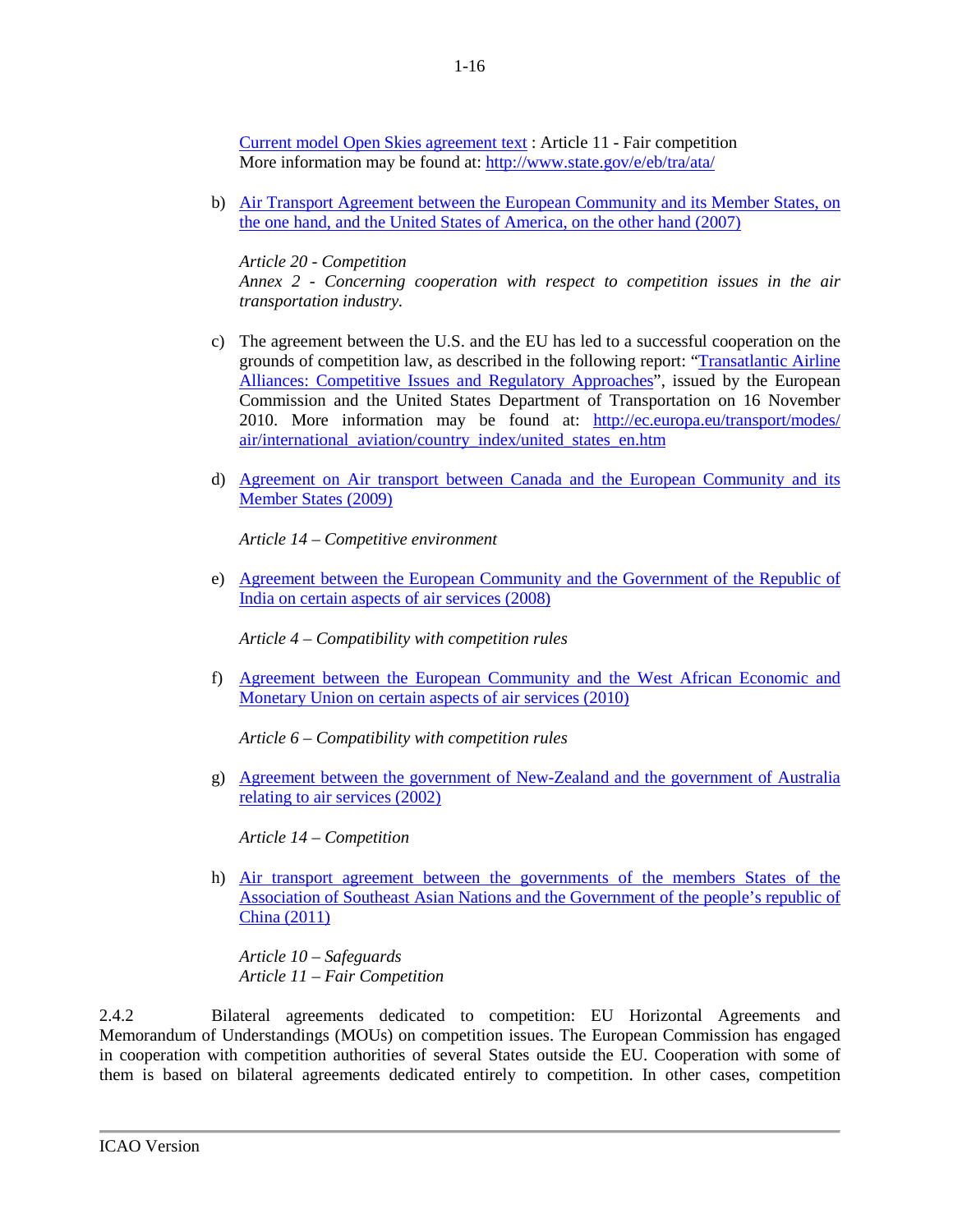Current model Open Skies agreement text : Article 11 - Fair competition
More information may be found at: http://www.state.gov/e/eb/tra/ata/

b) Air Transport Agreement between the European Community and its Member States, on the one hand, and the United States of America, on the other hand (2007)

   *Article 20 - Competition*
   *Annex 2 - Concerning cooperation with respect to competition issues in the air transportation industry.*

c) The agreement between the U.S. and the EU has led to a successful cooperation on the grounds of competition law, as described in the following report: "Transatlantic Airline Alliances: Competitive Issues and Regulatory Approaches", issued by the European Commission and the United States Department of Transportation on 16 November 2010. More information may be found at: http://ec.europa.eu/transport/modes/air/international_aviation/country_index/united_states_en.htm

d) Agreement on Air transport between Canada and the European Community and its Member States (2009)

   *Article 14 – Competitive environment*

e) Agreement between the European Community and the Government of the Republic of India on certain aspects of air services (2008)

   *Article 4 – Compatibility with competition rules*

f) Agreement between the European Community and the West African Economic and Monetary Union on certain aspects of air services (2010)

   *Article 6 – Compatibility with competition rules*

g) Agreement between the government of New-Zealand and the government of Australia relating to air services (2002)

   *Article 14 – Competition*

h) Air transport agreement between the governments of the members States of the Association of Southeast Asian Nations and the Government of the people's republic of China (2011)

   *Article 10 – Safeguards*
   *Article 11 – Fair Competition*

2.4.2 Bilateral agreements dedicated to competition: EU Horizontal Agreements and Memorandum of Understandings (MOUs) on competition issues. The European Commission has engaged in cooperation with competition authorities of several States outside the EU. Cooperation with some of them is based on bilateral agreements dedicated entirely to competition. In other cases, competition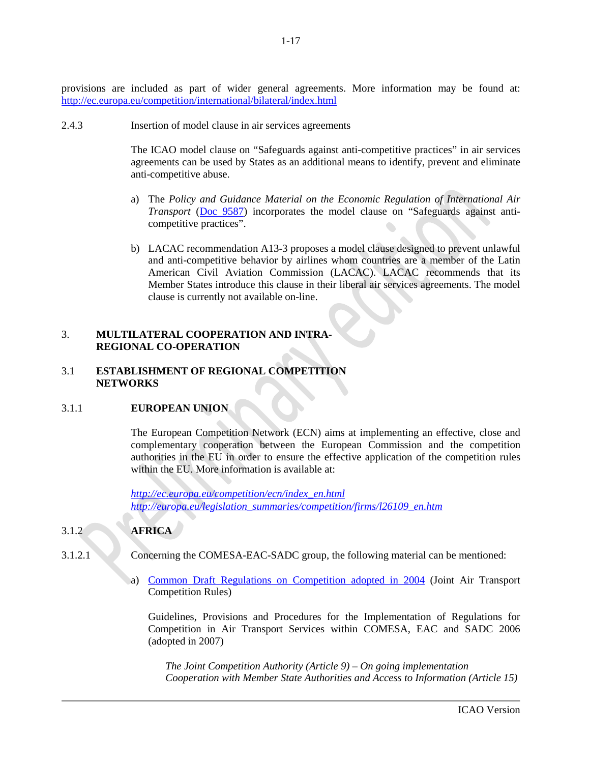provisions are included as part of wider general agreements. More information may be found at: http://ec.europa.eu/competition/international/bilateral/index.html

2.4.3 Insertion of model clause in air services agreements

The ICAO model clause on "Safeguards against anti-competitive practices" in air services agreements can be used by States as an additional means to identify, prevent and eliminate anti-competitive abuse.

a) The *Policy and Guidance Material on the Economic Regulation of International Air Transport* (Doc 9587) incorporates the model clause on "Safeguards against anti-competitive practices".

b) LACAC recommendation A13-3 proposes a model clause designed to prevent unlawful and anti-competitive behavior by airlines whom countries are a member of the Latin American Civil Aviation Commission (LACAC). LACAC recommends that its Member States introduce this clause in their liberal air services agreements. The model clause is currently not available on-line.

## 3. MULTILATERAL COOPERATION AND INTRA-REGIONAL CO-OPERATION

### 3.1 ESTABLISHMENT OF REGIONAL COMPETITION NETWORKS

#### 3.1.1 EUROPEAN UNION

The European Competition Network (ECN) aims at implementing an effective, close and complementary cooperation between the European Commission and the competition authorities in the EU in order to ensure the effective application of the competition rules within the EU. More information is available at:

*http://ec.europa.eu/competition/ecn/index_en.html*
*http://europa.eu/legislation_summaries/competition/firms/l26109_en.htm*

#### 3.1.2 AFRICA

3.1.2.1 Concerning the COMESA-EAC-SADC group, the following material can be mentioned:

a) Common Draft Regulations on Competition adopted in 2004 (Joint Air Transport Competition Rules)

Guidelines, Provisions and Procedures for the Implementation of Regulations for Competition in Air Transport Services within COMESA, EAC and SADC 2006 (adopted in 2007)

*The Joint Competition Authority (Article 9) – On going implementation*
*Cooperation with Member State Authorities and Access to Information (Article 15)*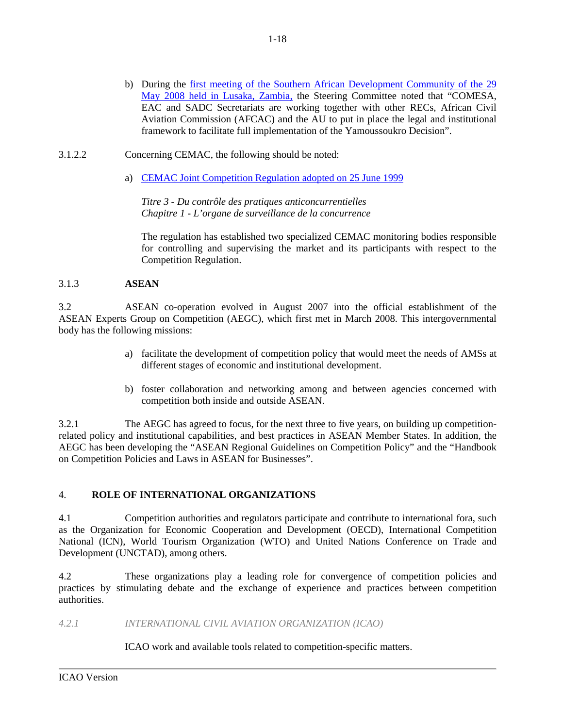b) During the [first meeting of the Southern African Development Community of the 29 May 2008 held in Lusaka, Zambia,] the Steering Committee noted that "COMESA, EAC and SADC Secretariats are working together with other RECs, African Civil Aviation Commission (AFCAC) and the AU to put in place the legal and institutional framework to facilitate full implementation of the Yamoussoukro Decision".

3.1.2.2 Concerning CEMAC, the following should be noted:

a) [CEMAC Joint Competition Regulation adopted on 25 June 1999]

*Titre 3 - Du contrôle des pratiques anticoncurrentielles*
*Chapitre 1 - L'organe de surveillance de la concurrence*

The regulation has established two specialized CEMAC monitoring bodies responsible for controlling and supervising the market and its participants with respect to the Competition Regulation.

### 3.1.3 ASEAN

3.2 ASEAN co-operation evolved in August 2007 into the official establishment of the ASEAN Experts Group on Competition (AEGC), which first met in March 2008. This intergovernmental body has the following missions:

a) facilitate the development of competition policy that would meet the needs of AMSs at different stages of economic and institutional development.

b) foster collaboration and networking among and between agencies concerned with competition both inside and outside ASEAN.

3.2.1 The AEGC has agreed to focus, for the next three to five years, on building up competition-related policy and institutional capabilities, and best practices in ASEAN Member States. In addition, the AEGC has been developing the "ASEAN Regional Guidelines on Competition Policy" and the "Handbook on Competition Policies and Laws in ASEAN for Businesses".

## 4. ROLE OF INTERNATIONAL ORGANIZATIONS

4.1 Competition authorities and regulators participate and contribute to international fora, such as the Organization for Economic Cooperation and Development (OECD), International Competition National (ICN), World Tourism Organization (WTO) and United Nations Conference on Trade and Development (UNCTAD), among others.

4.2 These organizations play a leading role for convergence of competition policies and practices by stimulating debate and the exchange of experience and practices between competition authorities.

*4.2.1 INTERNATIONAL CIVIL AVIATION ORGANIZATION (ICAO)*

ICAO work and available tools related to competition-specific matters.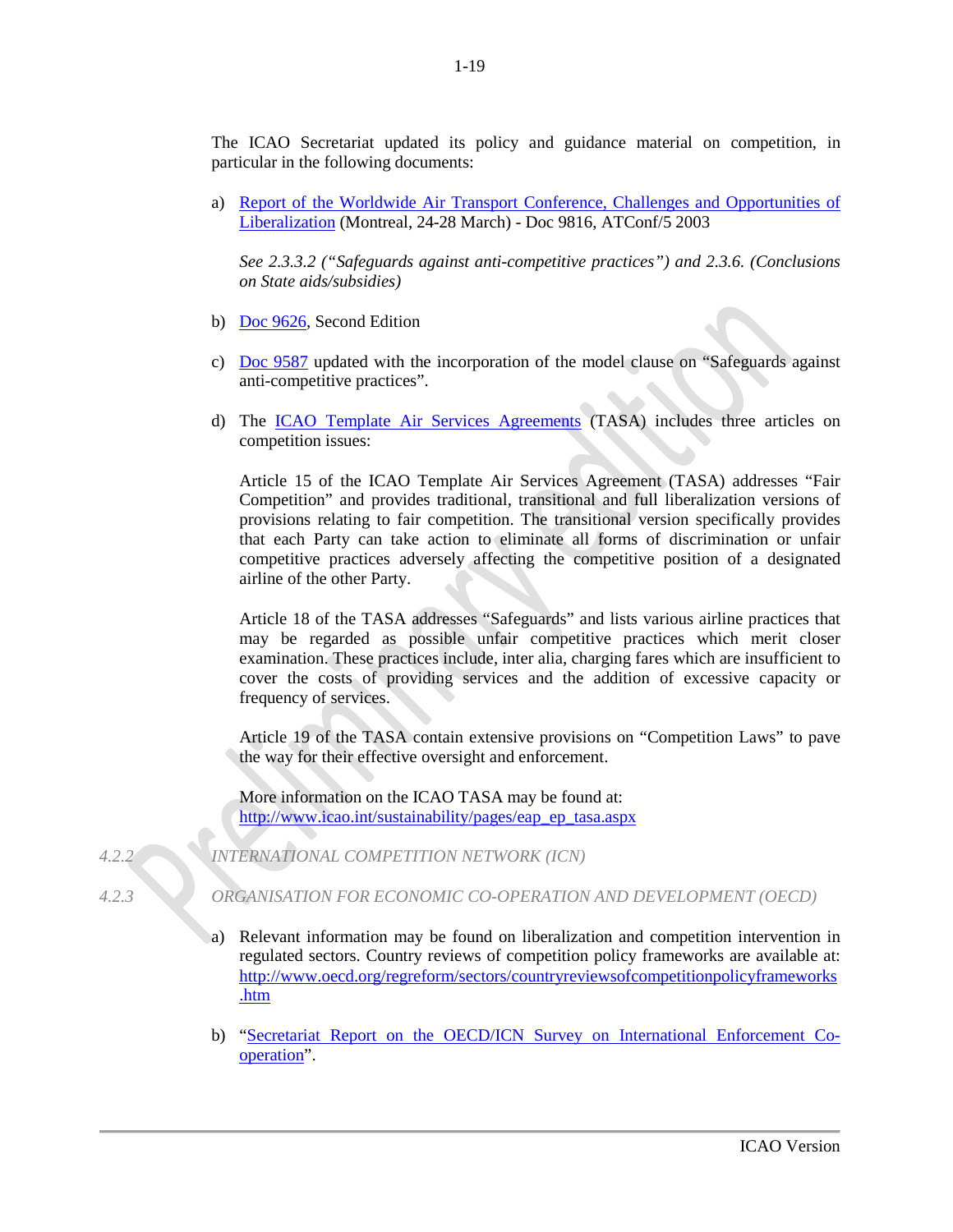The ICAO Secretariat updated its policy and guidance material on competition, in particular in the following documents:

a) [Report of the Worldwide Air Transport Conference, Challenges and Opportunities of Liberalization](#) (Montreal, 24-28 March) - Doc 9816, ATConf/5 2003

   *See 2.3.3.2 ("Safeguards against anti-competitive practices") and 2.3.6. (Conclusions on State aids/subsidies)*

b) [Doc 9626](#), Second Edition

c) [Doc 9587](#) updated with the incorporation of the model clause on "Safeguards against anti-competitive practices".

d) The [ICAO Template Air Services Agreements](#) (TASA) includes three articles on competition issues:

   Article 15 of the ICAO Template Air Services Agreement (TASA) addresses "Fair Competition" and provides traditional, transitional and full liberalization versions of provisions relating to fair competition. The transitional version specifically provides that each Party can take action to eliminate all forms of discrimination or unfair competitive practices adversely affecting the competitive position of a designated airline of the other Party.

   Article 18 of the TASA addresses "Safeguards" and lists various airline practices that may be regarded as possible unfair competitive practices which merit closer examination. These practices include, inter alia, charging fares which are insufficient to cover the costs of providing services and the addition of excessive capacity or frequency of services.

   Article 19 of the TASA contain extensive provisions on "Competition Laws" to pave the way for their effective oversight and enforcement.

   More information on the ICAO TASA may be found at: http://www.icao.int/sustainability/pages/eap_ep_tasa.aspx

*4.2.2 INTERNATIONAL COMPETITION NETWORK (ICN)*

*4.2.3 ORGANISATION FOR ECONOMIC CO-OPERATION AND DEVELOPMENT (OECD)*

a) Relevant information may be found on liberalization and competition intervention in regulated sectors. Country reviews of competition policy frameworks are available at: http://www.oecd.org/regreform/sectors/countryreviewsofcompetitionpolicyframeworks.htm

b) "[Secretariat Report on the OECD/ICN Survey on International Enforcement Co-operation](#)".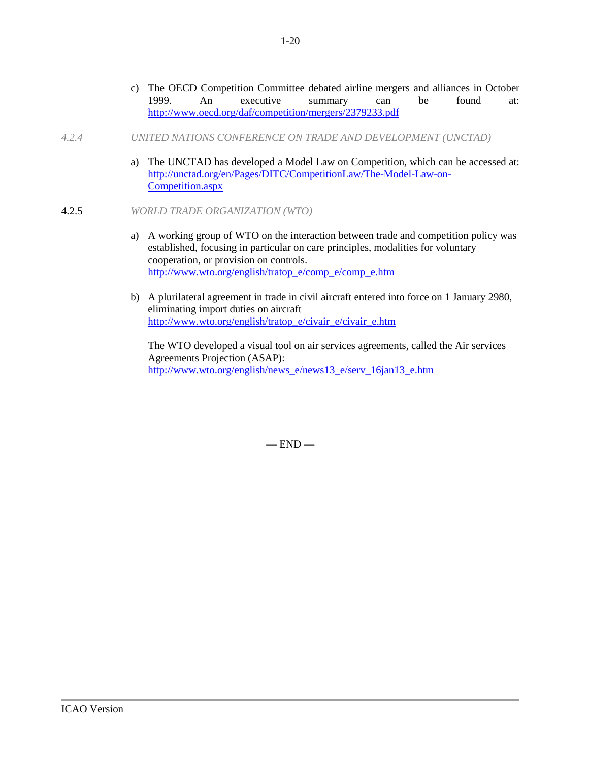c) The OECD Competition Committee debated airline mergers and alliances in October 1999. An executive summary can be found at: http://www.oecd.org/daf/competition/mergers/2379233.pdf

### 4.2.4 *UNITED NATIONS CONFERENCE ON TRADE AND DEVELOPMENT (UNCTAD)*

a) The UNCTAD has developed a Model Law on Competition, which can be accessed at: http://unctad.org/en/Pages/DITC/CompetitionLaw/The-Model-Law-on-Competition.aspx

### 4.2.5 *WORLD TRADE ORGANIZATION (WTO)*

a) A working group of WTO on the interaction between trade and competition policy was established, focusing in particular on care principles, modalities for voluntary cooperation, or provision on controls. http://www.wto.org/english/tratop_e/comp_e/comp_e.htm

b) A plurilateral agreement in trade in civil aircraft entered into force on 1 January 2980, eliminating import duties on aircraft http://www.wto.org/english/tratop_e/civair_e/civair_e.htm

The WTO developed a visual tool on air services agreements, called the Air services Agreements Projection (ASAP): http://www.wto.org/english/news_e/news13_e/serv_16jan13_e.htm

— END —